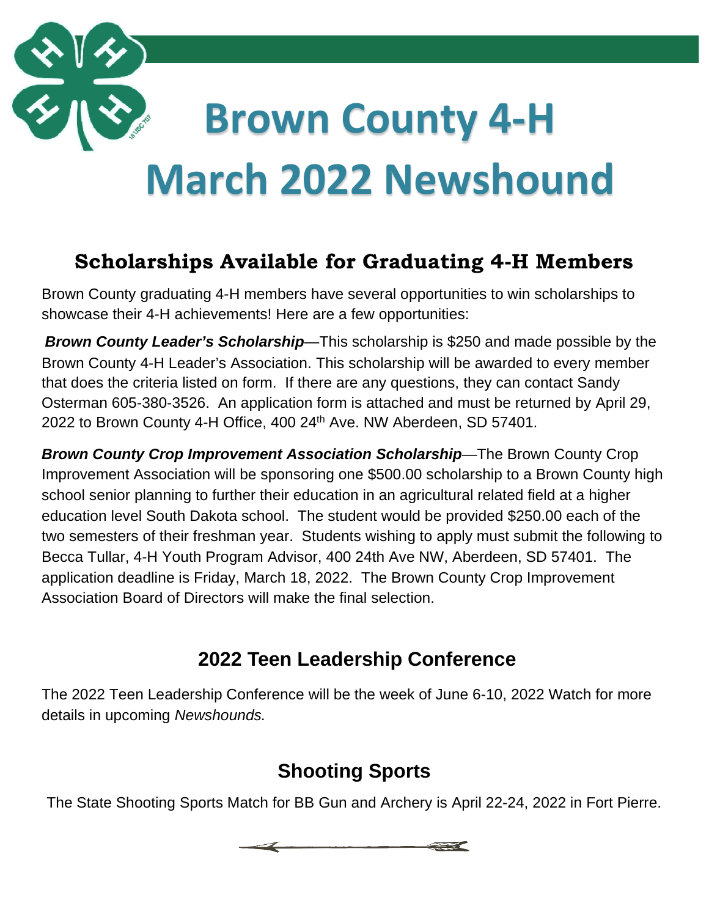# Brown County 4-H March 2022 Newshound

## Scholarships Available for Graduating 4-H Members

Brown County graduating 4-H members have several opportunities to win scholarships to showcase their 4-H achievements! Here are a few opportunities:

***Brown County Leader's Scholarship***—This scholarship is $250 and made possible by the Brown County 4-H Leader's Association. This scholarship will be awarded to every member that does the criteria listed on form. If there are any questions, they can contact Sandy Osterman 605-380-3526. An application form is attached and must be returned by April 29, 2022 to Brown County 4-H Office, 400 24th Ave. NW Aberdeen, SD 57401.

***Brown County Crop Improvement Association Scholarship***—The Brown County Crop Improvement Association will be sponsoring one $500.00 scholarship to a Brown County high school senior planning to further their education in an agricultural related field at a higher education level South Dakota school. The student would be provided $250.00 each of the two semesters of their freshman year. Students wishing to apply must submit the following to Becca Tullar, 4-H Youth Program Advisor, 400 24th Ave NW, Aberdeen, SD 57401. The application deadline is Friday, March 18, 2022. The Brown County Crop Improvement Association Board of Directors will make the final selection.

## 2022 Teen Leadership Conference

The 2022 Teen Leadership Conference will be the week of June 6-10, 2022 Watch for more details in upcoming *Newshounds.*

## Shooting Sports

The State Shooting Sports Match for BB Gun and Archery is April 22-24, 2022 in Fort Pierre.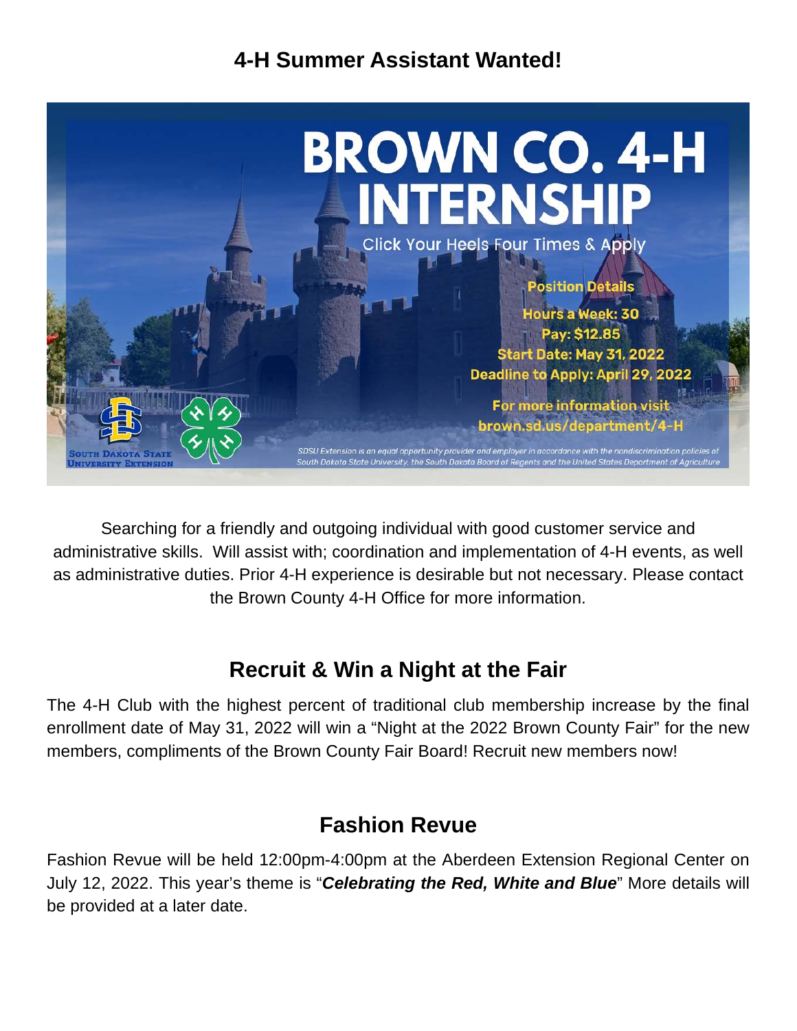# 4-H Summer Assistant Wanted!

BROWN CO. 4-H INTERNSHIP

Click Your Heels Four Times & Apply

Position Details

Hours a Week: 30

Pay: $12.85

Start Date: May 31, 2022

Deadline to Apply: April 29, 2022

For more information visit brown.sd.us/department/4-H

SDSU Extension is an equal opportunity provider and employer in accordance with the nondiscrimination policies of South Dakota State University, the South Dakota Board of Regents and the United States Department of Agriculture

Searching for a friendly and outgoing individual with good customer service and administrative skills. Will assist with; coordination and implementation of 4-H events, as well as administrative duties. Prior 4-H experience is desirable but not necessary. Please contact the Brown County 4-H Office for more information.

## Recruit & Win a Night at the Fair

The 4-H Club with the highest percent of traditional club membership increase by the final enrollment date of May 31, 2022 will win a "Night at the 2022 Brown County Fair" for the new members, compliments of the Brown County Fair Board! Recruit new members now!

## Fashion Revue

Fashion Revue will be held 12:00pm-4:00pm at the Aberdeen Extension Regional Center on July 12, 2022. This year's theme is "***Celebrating the Red, White and Blue***" More details will be provided at a later date.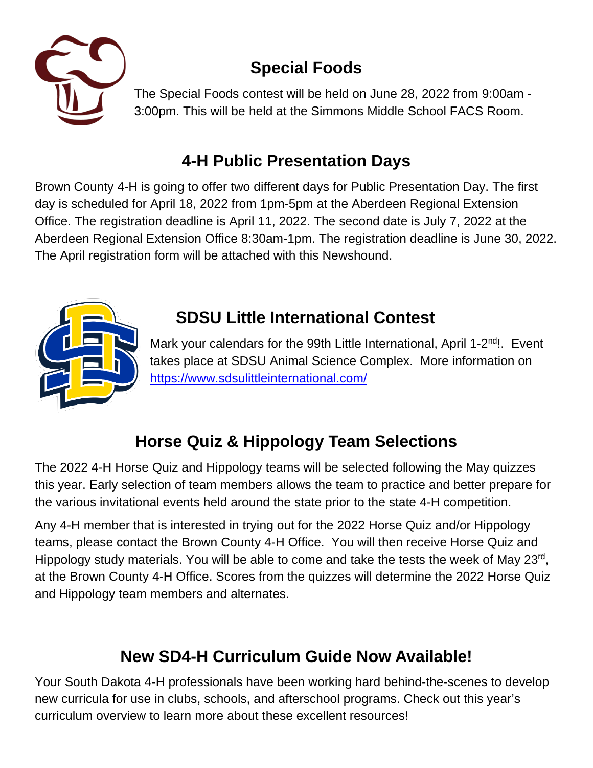## Special Foods

The Special Foods contest will be held on June 28, 2022 from 9:00am - 3:00pm. This will be held at the Simmons Middle School FACS Room.

## 4-H Public Presentation Days

Brown County 4-H is going to offer two different days for Public Presentation Day. The first day is scheduled for April 18, 2022 from 1pm-5pm at the Aberdeen Regional Extension Office. The registration deadline is April 11, 2022. The second date is July 7, 2022 at the Aberdeen Regional Extension Office 8:30am-1pm. The registration deadline is June 30, 2022. The April registration form will be attached with this Newshound.

## SDSU Little International Contest

Mark your calendars for the 99th Little International, April 1-2nd!. Event takes place at SDSU Animal Science Complex. More information on https://www.sdsulittleinternational.com/

## Horse Quiz & Hippology Team Selections

The 2022 4-H Horse Quiz and Hippology teams will be selected following the May quizzes this year. Early selection of team members allows the team to practice and better prepare for the various invitational events held around the state prior to the state 4-H competition.

Any 4-H member that is interested in trying out for the 2022 Horse Quiz and/or Hippology teams, please contact the Brown County 4-H Office. You will then receive Horse Quiz and Hippology study materials. You will be able to come and take the tests the week of May 23rd, at the Brown County 4-H Office. Scores from the quizzes will determine the 2022 Horse Quiz and Hippology team members and alternates.

## New SD4-H Curriculum Guide Now Available!

Your South Dakota 4-H professionals have been working hard behind-the-scenes to develop new curricula for use in clubs, schools, and afterschool programs. Check out this year's curriculum overview to learn more about these excellent resources!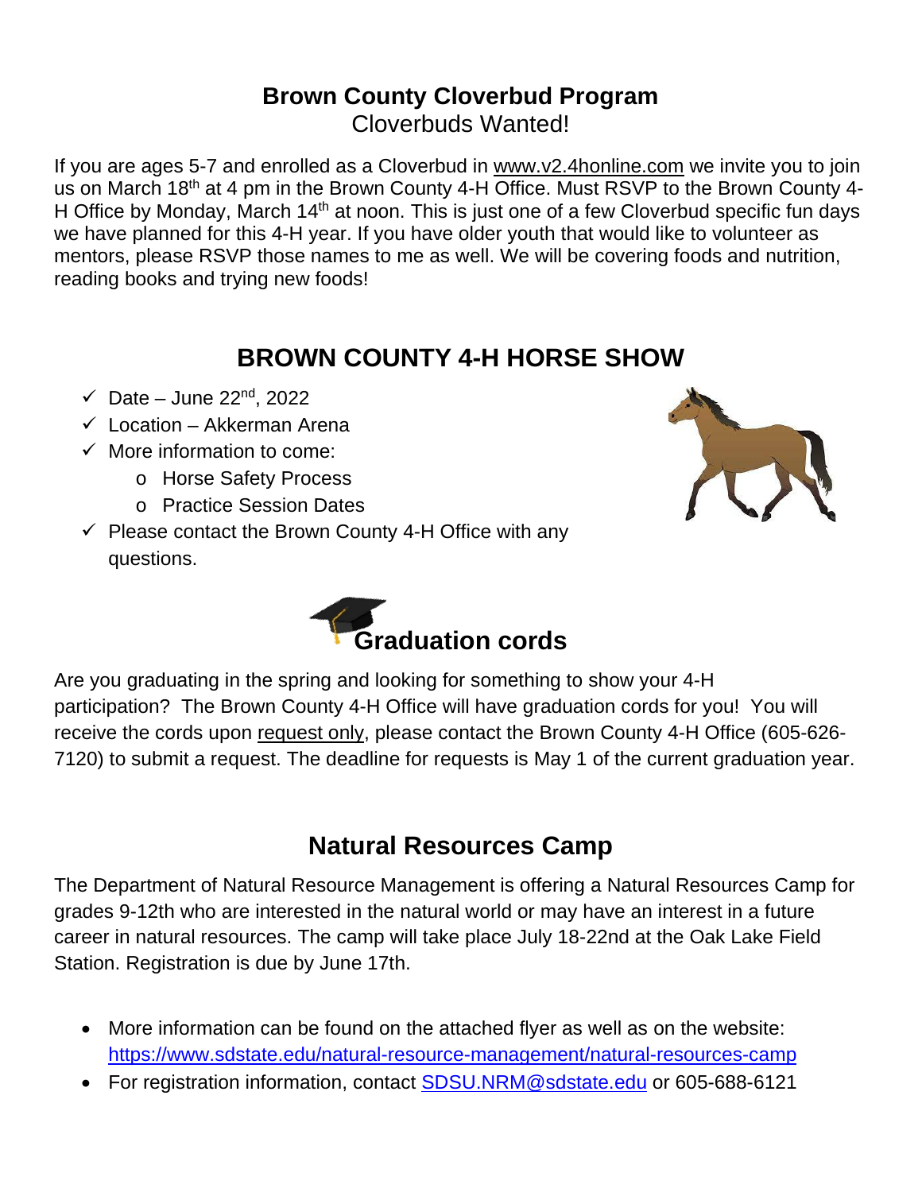## Brown County Cloverbud Program

Cloverbuds Wanted!

If you are ages 5-7 and enrolled as a Cloverbud in www.v2.4honline.com we invite you to join us on March 18th at 4 pm in the Brown County 4-H Office. Must RSVP to the Brown County 4-H Office by Monday, March 14th at noon. This is just one of a few Cloverbud specific fun days we have planned for this 4-H year. If you have older youth that would like to volunteer as mentors, please RSVP those names to me as well. We will be covering foods and nutrition, reading books and trying new foods!

## BROWN COUNTY 4-H HORSE SHOW

- ✓ Date – June 22nd, 2022
- ✓ Location – Akkerman Arena
- ✓ More information to come:
  - Horse Safety Process
  - Practice Session Dates
- ✓ Please contact the Brown County 4-H Office with any questions.

## Graduation cords

Are you graduating in the spring and looking for something to show your 4-H participation? The Brown County 4-H Office will have graduation cords for you! You will receive the cords upon request only, please contact the Brown County 4-H Office (605-626-7120) to submit a request. The deadline for requests is May 1 of the current graduation year.

## Natural Resources Camp

The Department of Natural Resource Management is offering a Natural Resources Camp for grades 9-12th who are interested in the natural world or may have an interest in a future career in natural resources. The camp will take place July 18-22nd at the Oak Lake Field Station. Registration is due by June 17th.

- More information can be found on the attached flyer as well as on the website: https://www.sdstate.edu/natural-resource-management/natural-resources-camp
- For registration information, contact SDSU.NRM@sdstate.edu or 605-688-6121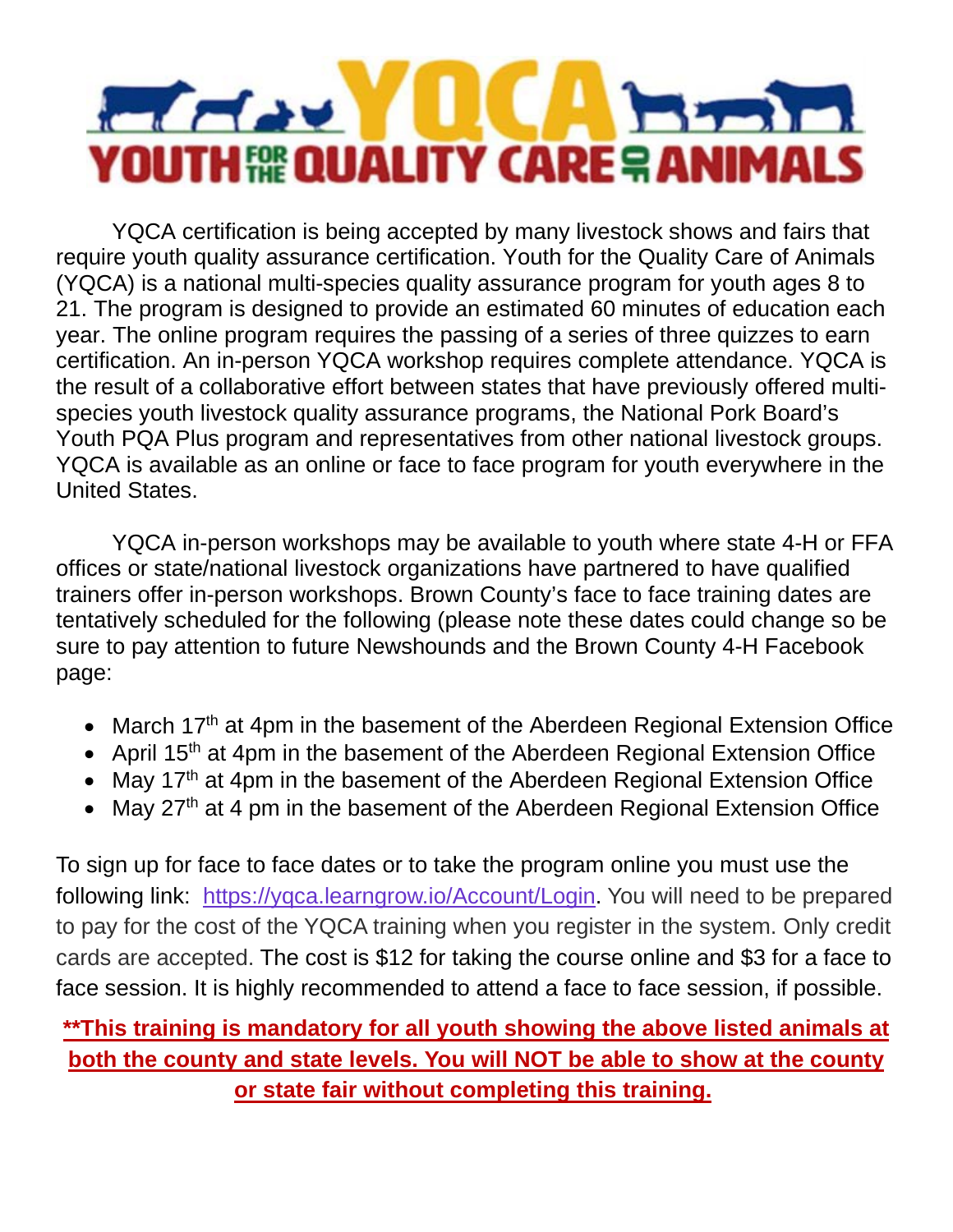# YQCA

## YOUTH FOR THE QUALITY CARE OF ANIMALS

YQCA certification is being accepted by many livestock shows and fairs that require youth quality assurance certification. Youth for the Quality Care of Animals (YQCA) is a national multi-species quality assurance program for youth ages 8 to 21. The program is designed to provide an estimated 60 minutes of education each year. The online program requires the passing of a series of three quizzes to earn certification. An in-person YQCA workshop requires complete attendance. YQCA is the result of a collaborative effort between states that have previously offered multi-species youth livestock quality assurance programs, the National Pork Board's Youth PQA Plus program and representatives from other national livestock groups. YQCA is available as an online or face to face program for youth everywhere in the United States.

YQCA in-person workshops may be available to youth where state 4-H or FFA offices or state/national livestock organizations have partnered to have qualified trainers offer in-person workshops. Brown County's face to face training dates are tentatively scheduled for the following (please note these dates could change so be sure to pay attention to future Newshounds and the Brown County 4-H Facebook page:

- March 17th at 4pm in the basement of the Aberdeen Regional Extension Office
- April 15th at 4pm in the basement of the Aberdeen Regional Extension Office
- May 17th at 4pm in the basement of the Aberdeen Regional Extension Office
- May 27th at 4 pm in the basement of the Aberdeen Regional Extension Office

To sign up for face to face dates or to take the program online you must use the following link: https://yqca.learngrow.io/Account/Login. You will need to be prepared to pay for the cost of the YQCA training when you register in the system. Only credit cards are accepted. The cost is $12 for taking the course online and $3 for a face to face session. It is highly recommended to attend a face to face session, if possible.

**\*\*This training is mandatory for all youth showing the above listed animals at both the county and state levels. You will NOT be able to show at the county or state fair without completing this training.**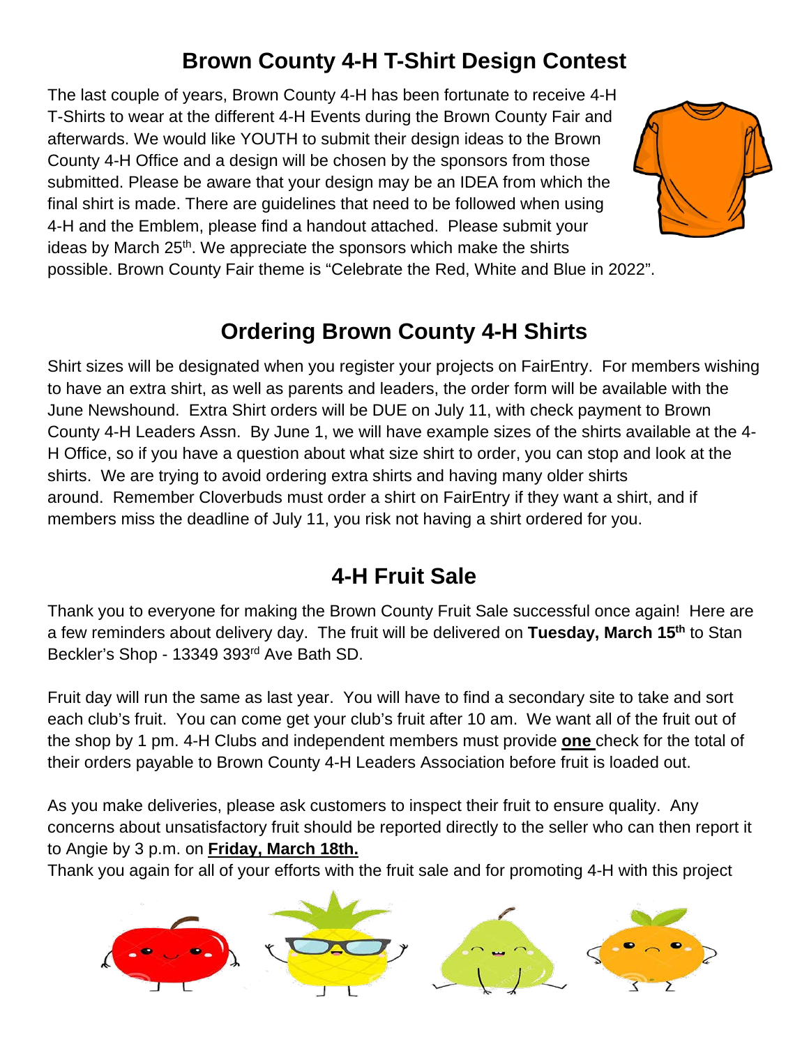## Brown County 4-H T-Shirt Design Contest

The last couple of years, Brown County 4-H has been fortunate to receive 4-H T-Shirts to wear at the different 4-H Events during the Brown County Fair and afterwards. We would like YOUTH to submit their design ideas to the Brown County 4-H Office and a design will be chosen by the sponsors from those submitted. Please be aware that your design may be an IDEA from which the final shirt is made. There are guidelines that need to be followed when using 4-H and the Emblem, please find a handout attached. Please submit your ideas by March 25th. We appreciate the sponsors which make the shirts possible. Brown County Fair theme is "Celebrate the Red, White and Blue in 2022".

## Ordering Brown County 4-H Shirts

Shirt sizes will be designated when you register your projects on FairEntry. For members wishing to have an extra shirt, as well as parents and leaders, the order form will be available with the June Newshound. Extra Shirt orders will be DUE on July 11, with check payment to Brown County 4-H Leaders Assn. By June 1, we will have example sizes of the shirts available at the 4-H Office, so if you have a question about what size shirt to order, you can stop and look at the shirts. We are trying to avoid ordering extra shirts and having many older shirts around. Remember Cloverbuds must order a shirt on FairEntry if they want a shirt, and if members miss the deadline of July 11, you risk not having a shirt ordered for you.

## 4-H Fruit Sale

Thank you to everyone for making the Brown County Fruit Sale successful once again! Here are a few reminders about delivery day. The fruit will be delivered on **Tuesday, March 15th** to Stan Beckler's Shop - 13349 393rd Ave Bath SD.

Fruit day will run the same as last year. You will have to find a secondary site to take and sort each club's fruit. You can come get your club's fruit after 10 am. We want all of the fruit out of the shop by 1 pm. 4-H Clubs and independent members must provide **one** check for the total of their orders payable to Brown County 4-H Leaders Association before fruit is loaded out.

As you make deliveries, please ask customers to inspect their fruit to ensure quality. Any concerns about unsatisfactory fruit should be reported directly to the seller who can then report it to Angie by 3 p.m. on **Friday, March 18th.**

Thank you again for all of your efforts with the fruit sale and for promoting 4-H with this project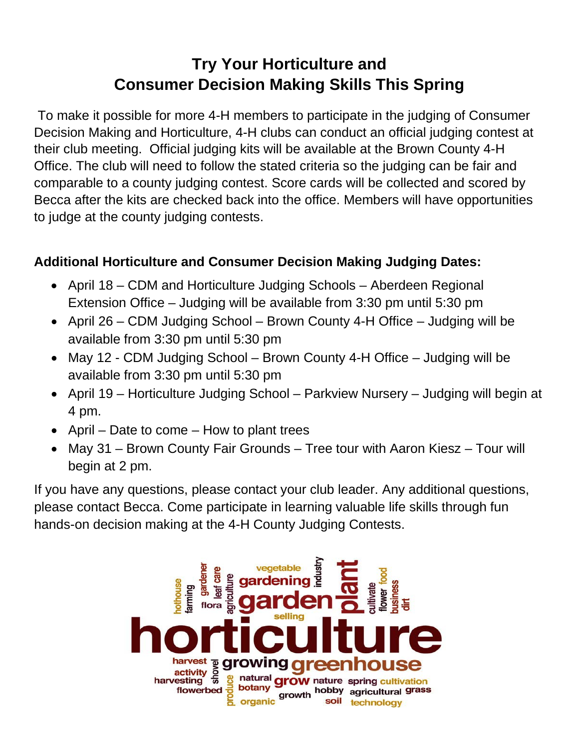# Try Your Horticulture and Consumer Decision Making Skills This Spring

To make it possible for more 4-H members to participate in the judging of Consumer Decision Making and Horticulture, 4-H clubs can conduct an official judging contest at their club meeting. Official judging kits will be available at the Brown County 4-H Office. The club will need to follow the stated criteria so the judging can be fair and comparable to a county judging contest. Score cards will be collected and scored by Becca after the kits are checked back into the office. Members will have opportunities to judge at the county judging contests.

**Additional Horticulture and Consumer Decision Making Judging Dates:**

- April 18 – CDM and Horticulture Judging Schools – Aberdeen Regional Extension Office – Judging will be available from 3:30 pm until 5:30 pm
- April 26 – CDM Judging School – Brown County 4-H Office – Judging will be available from 3:30 pm until 5:30 pm
- May 12 - CDM Judging School – Brown County 4-H Office – Judging will be available from 3:30 pm until 5:30 pm
- April 19 – Horticulture Judging School – Parkview Nursery – Judging will begin at 4 pm.
- April – Date to come – How to plant trees
- May 31 – Brown County Fair Grounds – Tree tour with Aaron Kiesz – Tour will begin at 2 pm.

If you have any questions, please contact your club leader. Any additional questions, please contact Becca. Come participate in learning valuable life skills through fun hands-on decision making at the 4-H County Judging Contests.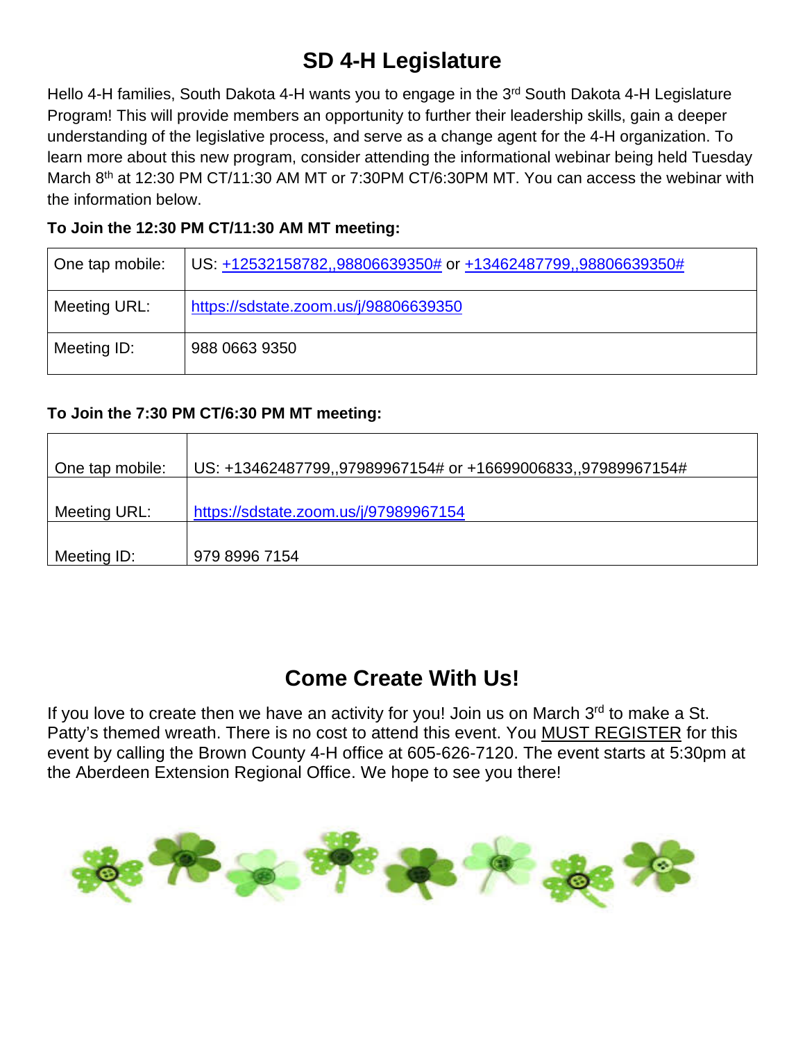# SD 4-H Legislature

Hello 4-H families, South Dakota 4-H wants you to engage in the 3rd South Dakota 4-H Legislature Program! This will provide members an opportunity to further their leadership skills, gain a deeper understanding of the legislative process, and serve as a change agent for the 4-H organization. To learn more about this new program, consider attending the informational webinar being held Tuesday March 8th at 12:30 PM CT/11:30 AM MT or 7:30PM CT/6:30PM MT. You can access the webinar with the information below.

**To Join the 12:30 PM CT/11:30 AM MT meeting:**

| | |
|---|---|
| One tap mobile: | US: +12532158782,,98806639350# or +13462487799,,98806639350# |
| Meeting URL: | https://sdstate.zoom.us/j/98806639350 |
| Meeting ID: | 988 0663 9350 |

**To Join the 7:30 PM CT/6:30 PM MT meeting:**

| | |
|---|---|
| One tap mobile: | US: +13462487799,,97989967154# or +16699006833,,97989967154# |
| Meeting URL: | https://sdstate.zoom.us/j/97989967154 |
| Meeting ID: | 979 8996 7154 |

# Come Create With Us!

If you love to create then we have an activity for you! Join us on March 3rd to make a St. Patty's themed wreath. There is no cost to attend this event. You MUST REGISTER for this event by calling the Brown County 4-H office at 605-626-7120. The event starts at 5:30pm at the Aberdeen Extension Regional Office. We hope to see you there!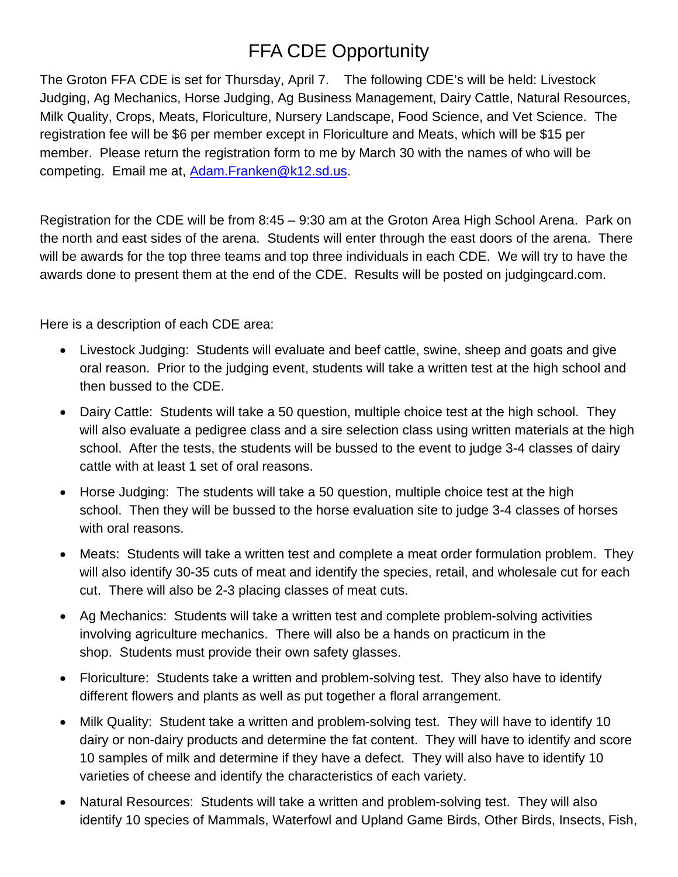# FFA CDE Opportunity

The Groton FFA CDE is set for Thursday, April 7. The following CDE's will be held: Livestock Judging, Ag Mechanics, Horse Judging, Ag Business Management, Dairy Cattle, Natural Resources, Milk Quality, Crops, Meats, Floriculture, Nursery Landscape, Food Science, and Vet Science. The registration fee will be $6 per member except in Floriculture and Meats, which will be $15 per member. Please return the registration form to me by March 30 with the names of who will be competing. Email me at, Adam.Franken@k12.sd.us.

Registration for the CDE will be from 8:45 – 9:30 am at the Groton Area High School Arena. Park on the north and east sides of the arena. Students will enter through the east doors of the arena. There will be awards for the top three teams and top three individuals in each CDE. We will try to have the awards done to present them at the end of the CDE. Results will be posted on judgingcard.com.

Here is a description of each CDE area:

- Livestock Judging: Students will evaluate and beef cattle, swine, sheep and goats and give oral reason. Prior to the judging event, students will take a written test at the high school and then bussed to the CDE.
- Dairy Cattle: Students will take a 50 question, multiple choice test at the high school. They will also evaluate a pedigree class and a sire selection class using written materials at the high school. After the tests, the students will be bussed to the event to judge 3-4 classes of dairy cattle with at least 1 set of oral reasons.
- Horse Judging: The students will take a 50 question, multiple choice test at the high school. Then they will be bussed to the horse evaluation site to judge 3-4 classes of horses with oral reasons.
- Meats: Students will take a written test and complete a meat order formulation problem. They will also identify 30-35 cuts of meat and identify the species, retail, and wholesale cut for each cut. There will also be 2-3 placing classes of meat cuts.
- Ag Mechanics: Students will take a written test and complete problem-solving activities involving agriculture mechanics. There will also be a hands on practicum in the shop. Students must provide their own safety glasses.
- Floriculture: Students take a written and problem-solving test. They also have to identify different flowers and plants as well as put together a floral arrangement.
- Milk Quality: Student take a written and problem-solving test. They will have to identify 10 dairy or non-dairy products and determine the fat content. They will have to identify and score 10 samples of milk and determine if they have a defect. They will also have to identify 10 varieties of cheese and identify the characteristics of each variety.
- Natural Resources: Students will take a written and problem-solving test. They will also identify 10 species of Mammals, Waterfowl and Upland Game Birds, Other Birds, Insects, Fish,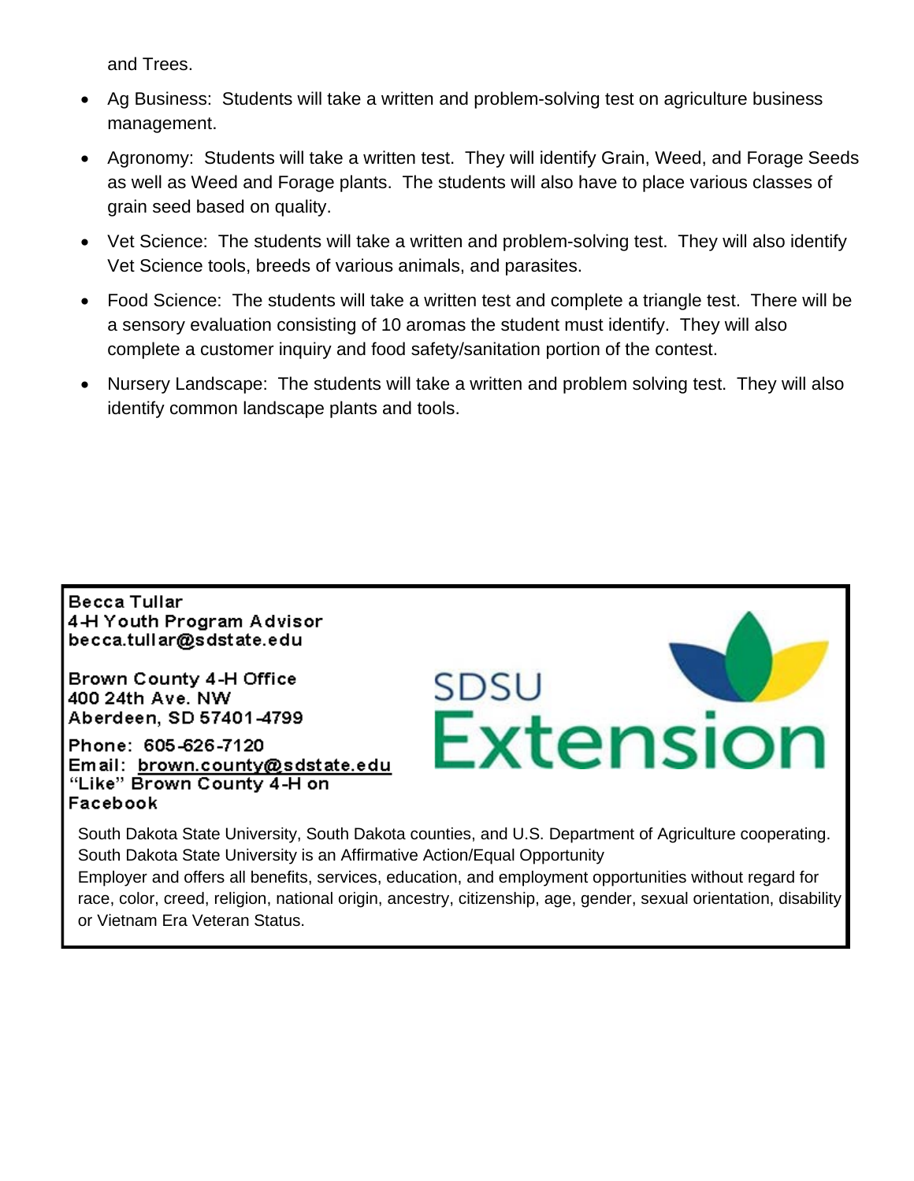and Trees.

- Ag Business: Students will take a written and problem-solving test on agriculture business management.
- Agronomy: Students will take a written test. They will identify Grain, Weed, and Forage Seeds as well as Weed and Forage plants. The students will also have to place various classes of grain seed based on quality.
- Vet Science: The students will take a written and problem-solving test. They will also identify Vet Science tools, breeds of various animals, and parasites.
- Food Science: The students will take a written test and complete a triangle test. There will be a sensory evaluation consisting of 10 aromas the student must identify. They will also complete a customer inquiry and food safety/sanitation portion of the contest.
- Nursery Landscape: The students will take a written and problem solving test. They will also identify common landscape plants and tools.

**Becca Tullar**
**4-H Youth Program Advisor**
**becca.tullar@sdstate.edu**

**Brown County 4-H Office**
**400 24th Ave. NW**
**Aberdeen, SD 57401-4799**

**Phone: 605-626-7120**
**Email: brown.county@sdstate.edu**
**"Like" Brown County 4-H on Facebook**

SDSU Extension

South Dakota State University, South Dakota counties, and U.S. Department of Agriculture cooperating. South Dakota State University is an Affirmative Action/Equal Opportunity Employer and offers all benefits, services, education, and employment opportunities without regard for race, color, creed, religion, national origin, ancestry, citizenship, age, gender, sexual orientation, disability or Vietnam Era Veteran Status.